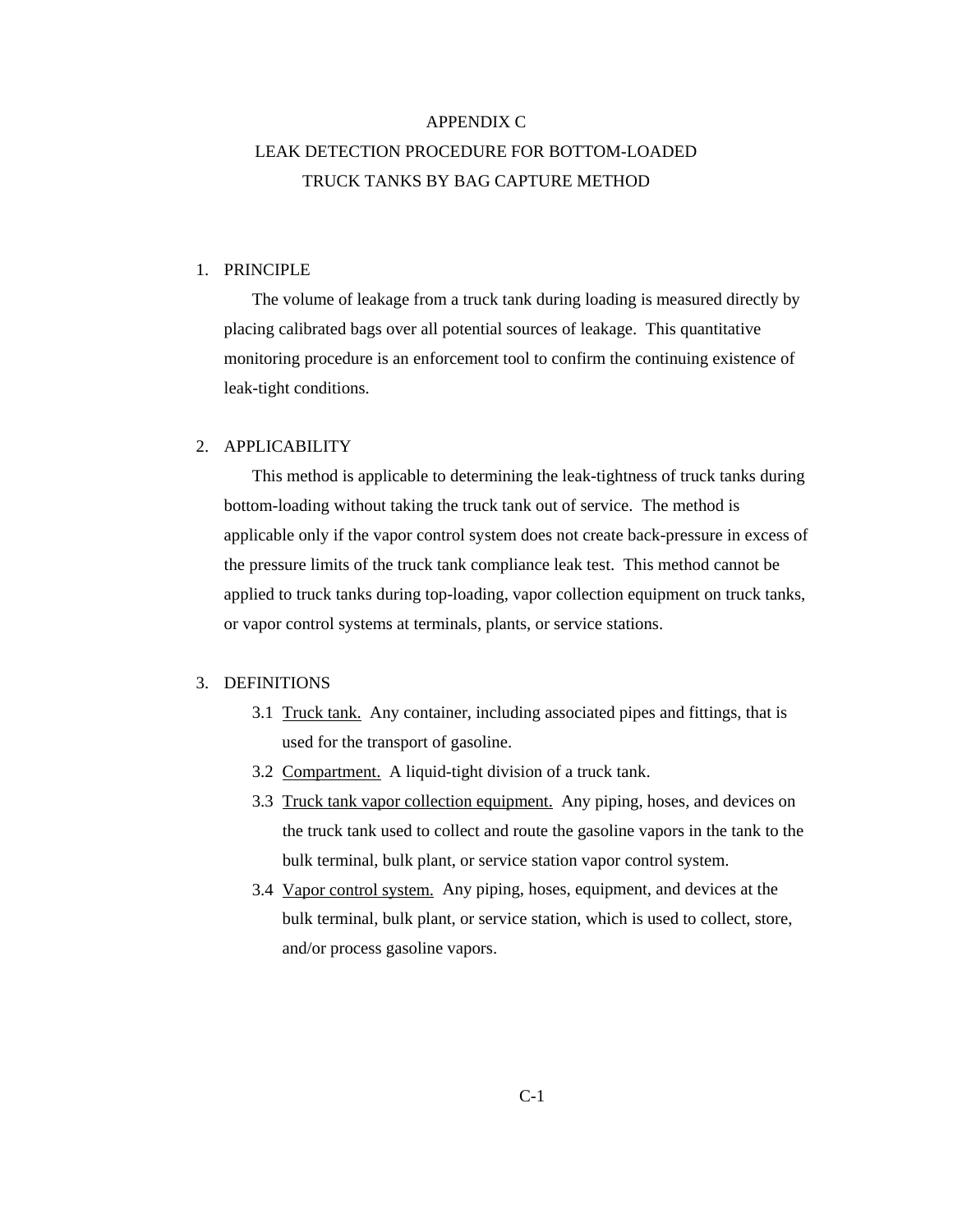# APPENDIX C
# LEAK DETECTION PROCEDURE FOR BOTTOM-LOADED TRUCK TANKS BY BAG CAPTURE METHOD

## 1. PRINCIPLE

The volume of leakage from a truck tank during loading is measured directly by placing calibrated bags over all potential sources of leakage. This quantitative monitoring procedure is an enforcement tool to confirm the continuing existence of leak-tight conditions.

## 2. APPLICABILITY

This method is applicable to determining the leak-tightness of truck tanks during bottom-loading without taking the truck tank out of service. The method is applicable only if the vapor control system does not create back-pressure in excess of the pressure limits of the truck tank compliance leak test. This method cannot be applied to truck tanks during top-loading, vapor collection equipment on truck tanks, or vapor control systems at terminals, plants, or service stations.

## 3. DEFINITIONS

3.1 Truck tank. Any container, including associated pipes and fittings, that is used for the transport of gasoline.

3.2 Compartment. A liquid-tight division of a truck tank.

3.3 Truck tank vapor collection equipment. Any piping, hoses, and devices on the truck tank used to collect and route the gasoline vapors in the tank to the bulk terminal, bulk plant, or service station vapor control system.

3.4 Vapor control system. Any piping, hoses, equipment, and devices at the bulk terminal, bulk plant, or service station, which is used to collect, store, and/or process gasoline vapors.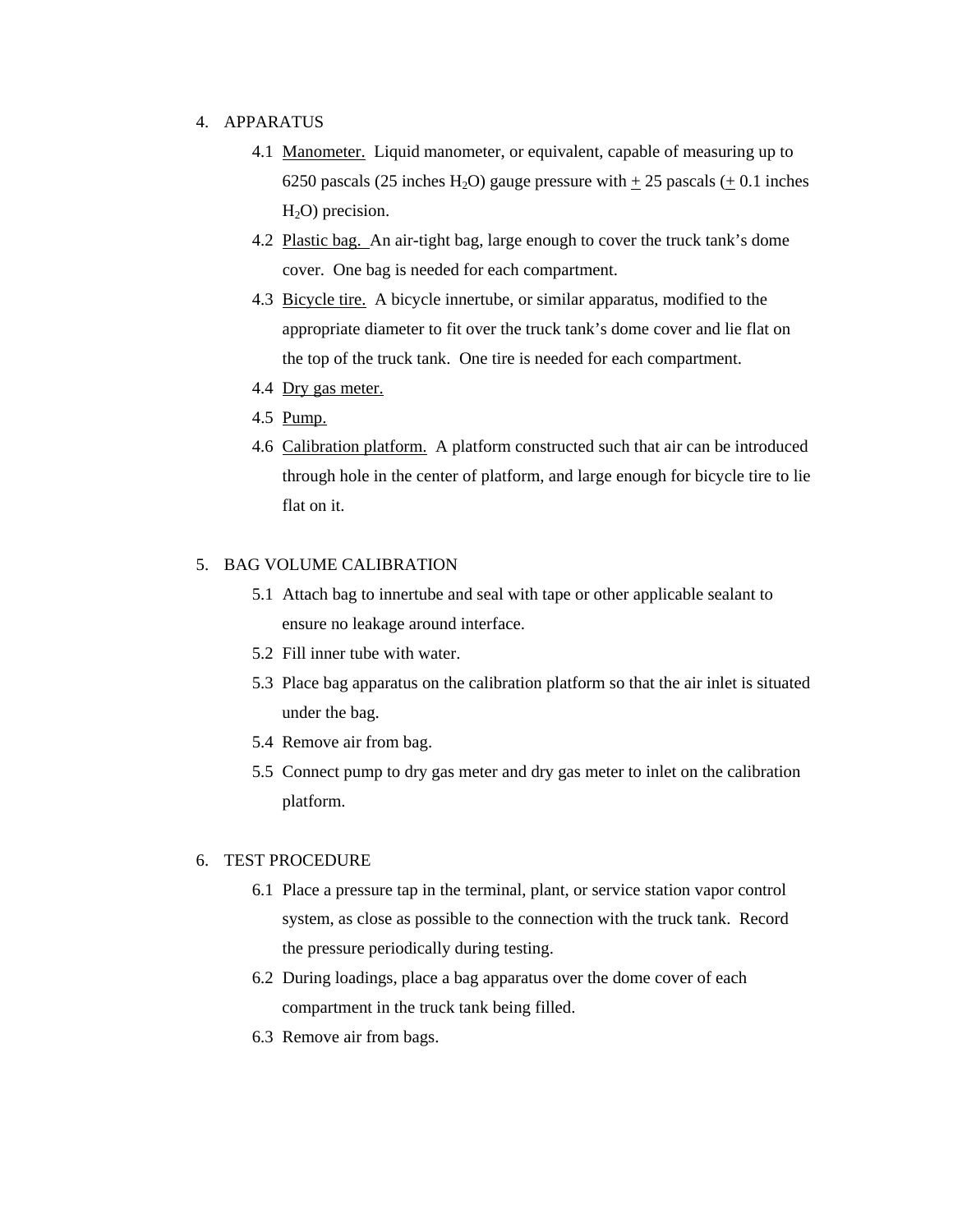4. APPARATUS

    4.1 Manometer. Liquid manometer, or equivalent, capable of measuring up to 6250 pascals (25 inches $H_2O$) gauge pressure with $\pm$ 25 pascals ($\pm$ 0.1 inches $H_2O$) precision.

    4.2 Plastic bag. An air-tight bag, large enough to cover the truck tank's dome cover. One bag is needed for each compartment.

    4.3 Bicycle tire. A bicycle innertube, or similar apparatus, modified to the appropriate diameter to fit over the truck tank's dome cover and lie flat on the top of the truck tank. One tire is needed for each compartment.

    4.4 Dry gas meter.

    4.5 Pump.

    4.6 Calibration platform. A platform constructed such that air can be introduced through hole in the center of platform, and large enough for bicycle tire to lie flat on it.

5. BAG VOLUME CALIBRATION

    5.1 Attach bag to innertube and seal with tape or other applicable sealant to ensure no leakage around interface.

    5.2 Fill inner tube with water.

    5.3 Place bag apparatus on the calibration platform so that the air inlet is situated under the bag.

    5.4 Remove air from bag.

    5.5 Connect pump to dry gas meter and dry gas meter to inlet on the calibration platform.

6. TEST PROCEDURE

    6.1 Place a pressure tap in the terminal, plant, or service station vapor control system, as close as possible to the connection with the truck tank. Record the pressure periodically during testing.

    6.2 During loadings, place a bag apparatus over the dome cover of each compartment in the truck tank being filled.

    6.3 Remove air from bags.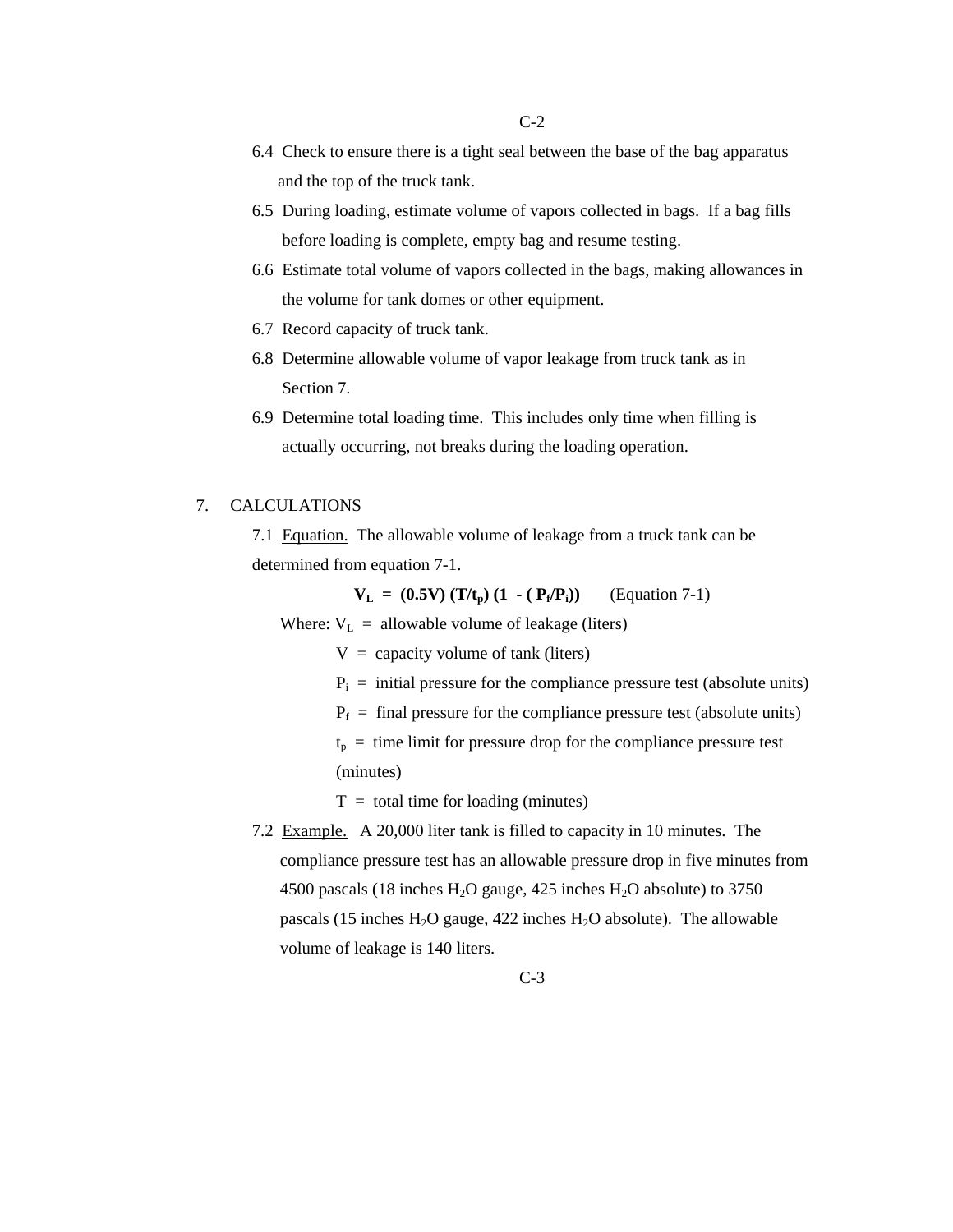6.4 Check to ensure there is a tight seal between the base of the bag apparatus and the top of the truck tank.

6.5 During loading, estimate volume of vapors collected in bags. If a bag fills before loading is complete, empty bag and resume testing.

6.6 Estimate total volume of vapors collected in the bags, making allowances in the volume for tank domes or other equipment.

6.7 Record capacity of truck tank.

6.8 Determine allowable volume of vapor leakage from truck tank as in Section 7.

6.9 Determine total loading time. This includes only time when filling is actually occurring, not breaks during the loading operation.

7. CALCULATIONS

7.1 Equation. The allowable volume of leakage from a truck tank can be determined from equation 7-1.

$$V_L = (0.5V)(T/t_p)(1 - (P_f/P_i)) \quad \text{(Equation 7-1)}$$

Where: $V_L$ = allowable volume of leakage (liters)

$V$ = capacity volume of tank (liters)

$P_i$ = initial pressure for the compliance pressure test (absolute units)

$P_f$ = final pressure for the compliance pressure test (absolute units)

$t_p$ = time limit for pressure drop for the compliance pressure test (minutes)

$T$ = total time for loading (minutes)

7.2 Example. A 20,000 liter tank is filled to capacity in 10 minutes. The compliance pressure test has an allowable pressure drop in five minutes from 4500 pascals (18 inches $H_2O$ gauge, 425 inches $H_2O$ absolute) to 3750 pascals (15 inches $H_2O$ gauge, 422 inches $H_2O$ absolute). The allowable volume of leakage is 140 liters.